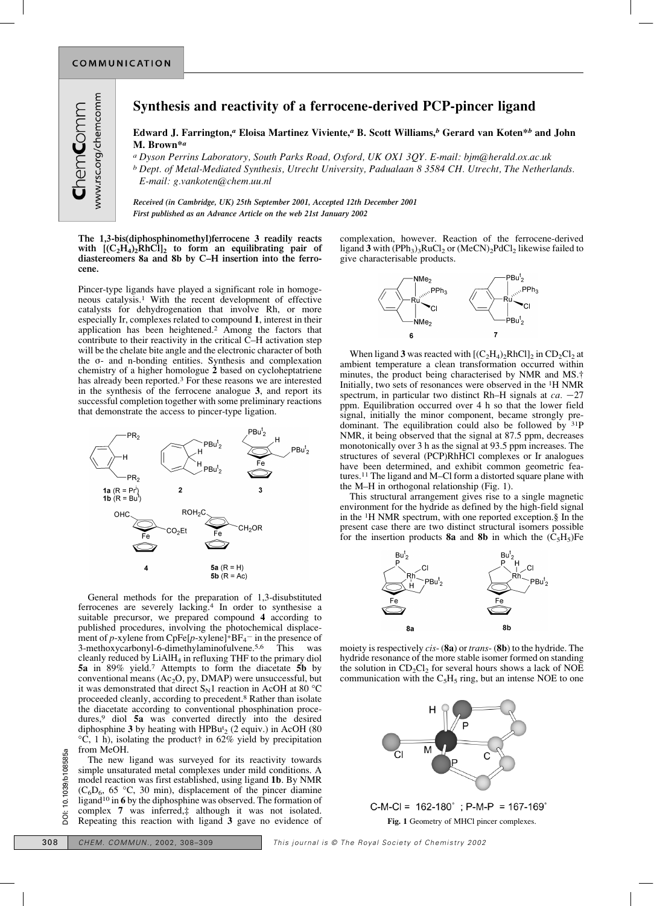# Synthesis and reactivity of a ferrocene-derived PCP-pincer ligand

**Edward J. Farrington,[a] Eloisa Martinez Viviente,[a] B. Scott Williams,[b] Gerard van Koten*[b] and John M. Brown*[a]**

[a] *Dyson Perrins Laboratory, South Parks Road, Oxford, UK OX1 3QY. E-mail: bjm@herald.ox.ac.uk*
[b] *Dept. of Metal-Mediated Synthesis, Utrecht University, Padualaan 8 3584 CH. Utrecht, The Netherlands. E-mail: g.vankoten@chem.uu.nl*

*Received (in Cambridge, UK) 25th September 2001, Accepted 12th December 2001*
*First published as an Advance Article on the web 21st January 2002*

**The 1,3-bis(diphosphinomethyl)ferrocene 3 readily reacts with $[(C_2H_4)_2RhCl]_2$ to form an equilibrating pair of diastereomers 8a and 8b by C–H insertion into the ferrocene.**

Pincer-type ligands have played a significant role in homogeneous catalysis.[1] With the recent development of effective catalysts for dehydrogenation that involve Rh, or more especially Ir, complexes related to compound **1**, interest in their application has been heightened.[2] Among the factors that contribute to their reactivity in the critical C–H activation step will be the chelate bite angle and the electronic character of both the σ- and n-bonding entities. Synthesis and complexation chemistry of a higher homologue **2** based on cycloheptatriene has already been reported.[3] For these reasons we are interested in the synthesis of the ferrocene analogue **3**, and report its successful completion together with some preliminary reactions that demonstrate the access to pincer-type ligation.

General methods for the preparation of 1,3-disubstituted ferrocenes are severely lacking.[4] In order to synthesise a suitable precursor, we prepared compound **4** according to published procedures, involving the photochemical displacement of *p*-xylene from $CpFe[p\text{-xylene}]^+BF_4^-$ in the presence of 3-methoxycarbonyl-6-dimethylaminofulvene.[5,6] This was cleanly reduced by $LiAlH_4$ in refluxing THF to the primary diol **5a** in 89% yield.[7] Attempts to form the diacetate **5b** by conventional means ($Ac_2O$, py, DMAP) were unsuccessful, but it was demonstrated that direct $S_N1$ reaction in AcOH at 80 °C proceeded cleanly, according to precedent.[8] Rather than isolate the diacetate according to conventional phosphination procedures,[9] diol **5a** was converted directly into the desired diphosphine **3** by heating with $HPBu^t_2$ (2 equiv.) in AcOH (80 °C, 1 h), isolating the product† in 62% yield by precipitation from MeOH.

The new ligand was surveyed for its reactivity towards simple unsaturated metal complexes under mild conditions. A model reaction was first established, using ligand **1b**. By NMR ($C_6D_6$, 65 °C, 30 min), displacement of the pincer diamine ligand[10] in **6** by the diphosphine was observed. The formation of complex **7** was inferred,‡ although it was not isolated. Repeating this reaction with ligand **3** gave no evidence of complexation, however. Reaction of the ferrocene-derived ligand **3** with $(PPh_3)_3RuCl_2$ or $(MeCN)_2PdCl_2$ likewise failed to give characterisable products.

When ligand **3** was reacted with $[(C_2H_4)_2RhCl]_2$ in $CD_2Cl_2$ at ambient temperature a clean transformation occurred within minutes, the product being characterised by NMR and MS.† Initially, two sets of resonances were observed in the $^1H$ NMR spectrum, in particular two distinct Rh–H signals at *ca.* −27 ppm. Equilibration occurred over 4 h so that the lower field signal, initially the minor component, became strongly predominant. The equilibration could also be followed by $^{31}P$ NMR, it being observed that the signal at 87.5 ppm, decreases monotonically over 3 h as the signal at 93.5 ppm increases. The structures of several (PCP)RhHCl complexes or Ir analogues have been determined, and exhibit common geometric features.[11] The ligand and M–Cl form a distorted square plane with the M–H in orthogonal relationship (Fig. 1).

This structural arrangement gives rise to a single magnetic environment for the hydride as defined by the high-field signal in the $^1H$ NMR spectrum, with one reported exception.§ In the present case there are two distinct structural isomers possible for the insertion products **8a** and **8b** in which the $(C_5H_5)Fe$ moiety is respectively *cis*- (**8a**) or *trans*- (**8b**) to the hydride. The hydride resonance of the more stable isomer formed on standing the solution in $CD_2Cl_2$ for several hours shows a lack of NOE communication with the $C_5H_5$ ring, but an intense NOE to one

C-M-Cl = 162-180°; P-M-P = 167-169°

**Fig. 1** Geometry of MHCl pincer complexes.

DOI: 10.1039/b108585a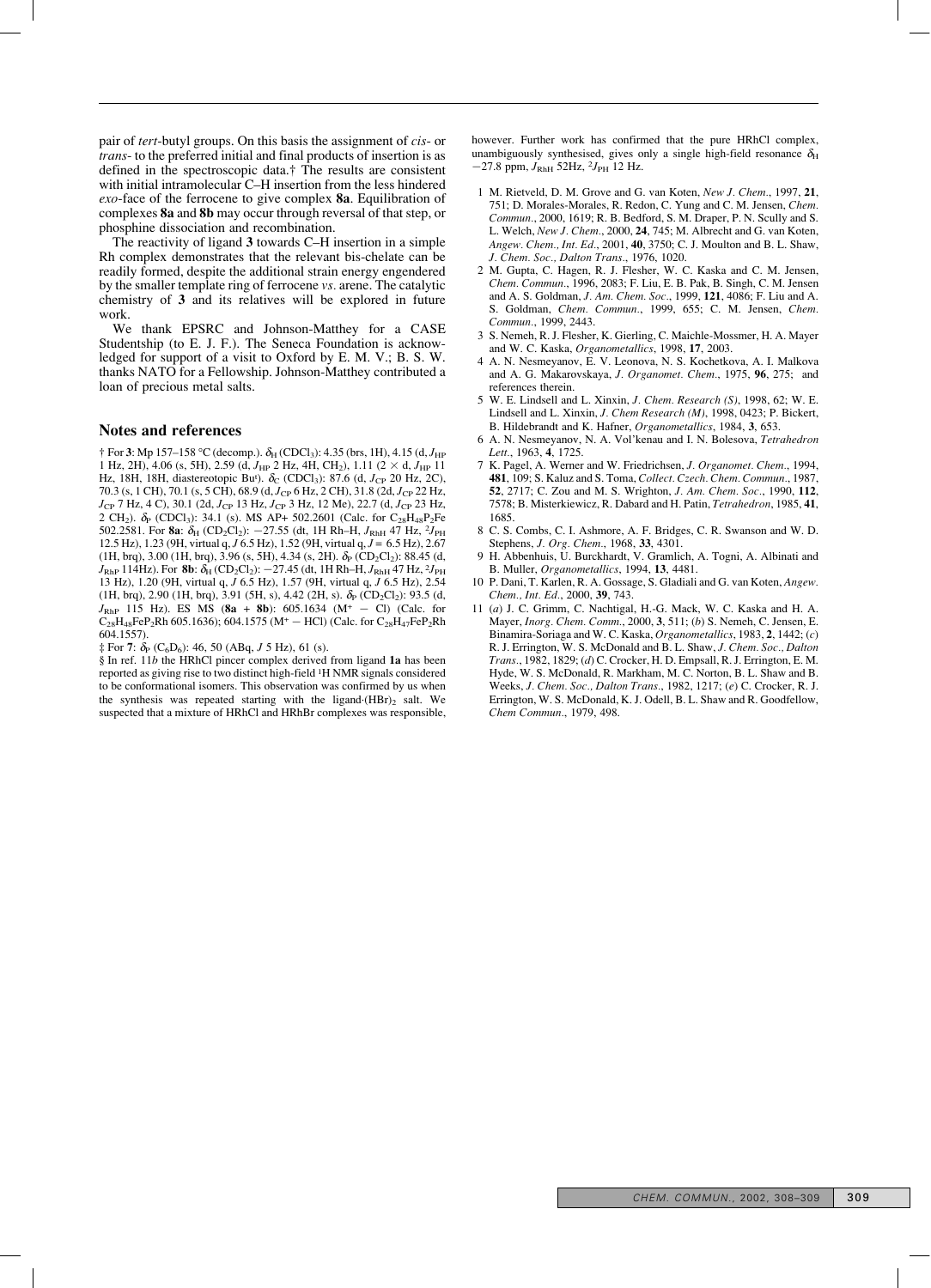pair of *tert*-butyl groups. On this basis the assignment of *cis*- or *trans*- to the preferred initial and final products of insertion is as defined in the spectroscopic data.† The results are consistent with initial intramolecular C–H insertion from the less hindered *exo*-face of the ferrocene to give complex **8a**. Equilibration of complexes **8a** and **8b** may occur through reversal of that step, or phosphine dissociation and recombination.

The reactivity of ligand **3** towards C–H insertion in a simple Rh complex demonstrates that the relevant bis-chelate can be readily formed, despite the additional strain energy engendered by the smaller template ring of ferrocene *vs*. arene. The catalytic chemistry of **3** and its relatives will be explored in future work.

We thank EPSRC and Johnson-Matthey for a CASE Studentship (to E. J. F.). The Seneca Foundation is acknowledged for support of a visit to Oxford by E. M. V.; B. S. W. thanks NATO for a Fellowship. Johnson-Matthey contributed a loan of precious metal salts.

## Notes and references

† For **3**: Mp 157–158 °C (decomp.). $\delta_H$ ($CDCl_3$): 4.35 (brs, 1H), 4.15 (d, $J_{HP}$ 1 Hz, 2H), 4.06 (s, 5H), 2.59 (d, $J_{HP}$ 2 Hz, 4H, $CH_2$), 1.11 (2 × d, $J_{HP}$ 11 Hz, 18H, 18H, diastereotopic Bu$^t$). $\delta_C$ ($CDCl_3$): 87.6 (d, $J_{CP}$ 20 Hz, 2C), 70.3 (s, 1 CH), 70.1 (s, 5 CH), 68.9 (d, $J_{CP}$ 6 Hz, 2 CH), 31.8 (2d, $J_{CP}$ 22 Hz, $J_{CP}$ 7 Hz, 4 C), 30.1 (2d, $J_{CP}$ 13 Hz, $J_{CP}$ 3 Hz, 12 Me), 22.7 (d, $J_{CP}$ 23 Hz, 2 $CH_2$). $\delta_P$ ($CDCl_3$): 34.1 (s). MS AP+ 502.2601 (Calc. for $C_{28}H_{48}P_2Fe$ 502.2581. For **8a**: $\delta_H$ ($CD_2Cl_2$): −27.55 (dt, 1H Rh–H, $J_{RhH}$ 47 Hz, $^2J_{PH}$ 12.5 Hz), 1.23 (9H, virtual q, $J$ 6.5 Hz), 1.52 (9H, virtual q, $J$ = 6.5 Hz), 2.67 (1H, brq), 3.00 (1H, brq), 3.96 (s, 5H), 4.34 (s, 2H). $\delta_P$ ($CD_2Cl_2$): 88.45 (d, $J_{RhP}$ 114Hz). For **8b**: $\delta_H$ ($CD_2Cl_2$): −27.45 (dt, 1H Rh–H, $J_{RhH}$ 47 Hz, $^2J_{PH}$ 13 Hz), 1.20 (9H, virtual q, $J$ 6.5 Hz), 1.57 (9H, virtual q, $J$ 6.5 Hz), 2.54 (1H, brq), 2.90 (1H, brq), 3.91 (5H, s), 4.42 (2H, s). $\delta_P$ ($CD_2Cl_2$): 93.5 (d, $J_{RhP}$ 115 Hz). ES MS (**8a** + **8b**): 605.1634 ($M^+$ − Cl) (Calc. for $C_{28}H_{48}FeP_2Rh$ 605.1636); 604.1575 ($M^+$ − HCl) (Calc. for $C_{28}H_{47}FeP_2Rh$ 604.1557).

‡ For **7**: $\delta_P$ ($C_6D_6$): 46, 50 (ABq, $J$ 5 Hz), 61 (s).

§ In ref. 11*b* the HRhCl pincer complex derived from ligand **1a** has been reported as giving rise to two distinct high-field $^1$H NMR signals considered to be conformational isomers. This observation was confirmed by us when the synthesis was repeated starting with the ligand·$(HBr)_2$ salt. We suspected that a mixture of HRhCl and HRhBr complexes was responsible, however. Further work has confirmed that the pure HRhCl complex, unambiguously synthesised, gives only a single high-field resonance $\delta_H$ −27.8 ppm, $J_{RhH}$ 52Hz, $^2J_{PH}$ 12 Hz.

1 M. Rietveld, D. M. Grove and G. van Koten, *New J. Chem.*, 1997, **21**, 751; D. Morales-Morales, R. Redon, C. Yung and C. M. Jensen, *Chem. Commun.*, 2000, 1619; R. B. Bedford, S. M. Draper, P. N. Scully and S. L. Welch, *New J. Chem.*, 2000, **24**, 745; M. Albrecht and G. van Koten, *Angew. Chem., Int. Ed.*, 2001, **40**, 3750; C. J. Moulton and B. L. Shaw, *J. Chem. Soc., Dalton Trans.*, 1976, 1020.

2 M. Gupta, C. Hagen, R. J. Flesher, W. C. Kaska and C. M. Jensen, *Chem. Commun.*, 1996, 2083; F. Liu, E. B. Pak, B. Singh, C. M. Jensen and A. S. Goldman, *J. Am. Chem. Soc.*, 1999, **121**, 4086; F. Liu and A. S. Goldman, *Chem. Commun.*, 1999, 655; C. M. Jensen, *Chem. Commun.*, 1999, 2443.

3 S. Nemeh, R. J. Flesher, K. Gierling, C. Maichle-Mossmer, H. A. Mayer and W. C. Kaska, *Organometallics*, 1998, **17**, 2003.

4 A. N. Nesmeyanov, E. V. Leonova, N. S. Kochetkova, A. I. Malkova and A. G. Makarovskaya, *J. Organomet. Chem.*, 1975, **96**, 275; and references therein.

5 W. E. Lindsell and L. Xinxin, *J. Chem. Research (S)*, 1998, 62; W. E. Lindsell and L. Xinxin, *J. Chem Research (M)*, 1998, 0423; P. Bickert, B. Hildebrandt and K. Hafner, *Organometallics*, 1984, **3**, 653.

6 A. N. Nesmeyanov, N. A. Vol'kenau and I. N. Bolesova, *Tetrahedron Lett.*, 1963, **4**, 1725.

7 K. Pagel, A. Werner and W. Friedrichsen, *J. Organomet. Chem.*, 1994, **481**, 109; S. Kaluz and S. Toma, *Collect. Czech. Chem. Commun.*, 1987, **52**, 2717; C. Zou and M. S. Wrighton, *J. Am. Chem. Soc.*, 1990, **112**, 7578; B. Misterkiewicz, R. Dabard and H. Patin, *Tetrahedron*, 1985, **41**, 1685.

8 C. S. Combs, C. I. Ashmore, A. F. Bridges, C. R. Swanson and W. D. Stephens, *J. Org. Chem.*, 1968, **33**, 4301.

9 H. Abbenhuis, U. Burckhardt, V. Gramlich, A. Togni, A. Albinati and B. Muller, *Organometallics*, 1994, **13**, 4481.

10 P. Dani, T. Karlen, R. A. Gossage, S. Gladiali and G. van Koten, *Angew. Chem., Int. Ed.*, 2000, **39**, 743.

11 (*a*) J. C. Grimm, C. Nachtigal, H.-G. Mack, W. C. Kaska and H. A. Mayer, *Inorg. Chem. Comm.*, 2000, **3**, 511; (*b*) S. Nemeh, C. Jensen, E. Binamira-Soriaga and W. C. Kaska, *Organometallics*, 1983, **2**, 1442; (*c*) R. J. Errington, W. S. McDonald and B. L. Shaw, *J. Chem. Soc., Dalton Trans.*, 1982, 1829; (*d*) C. Crocker, H. D. Empsall, R. J. Errington, E. M. Hyde, W. S. McDonald, R. Markham, M. C. Norton, B. L. Shaw and B. Weeks, *J. Chem. Soc., Dalton Trans.*, 1982, 1217; (*e*) C. Crocker, R. J. Errington, W. S. McDonald, K. J. Odell, B. L. Shaw and R. Goodfellow, *Chem Commun.*, 1979, 498.